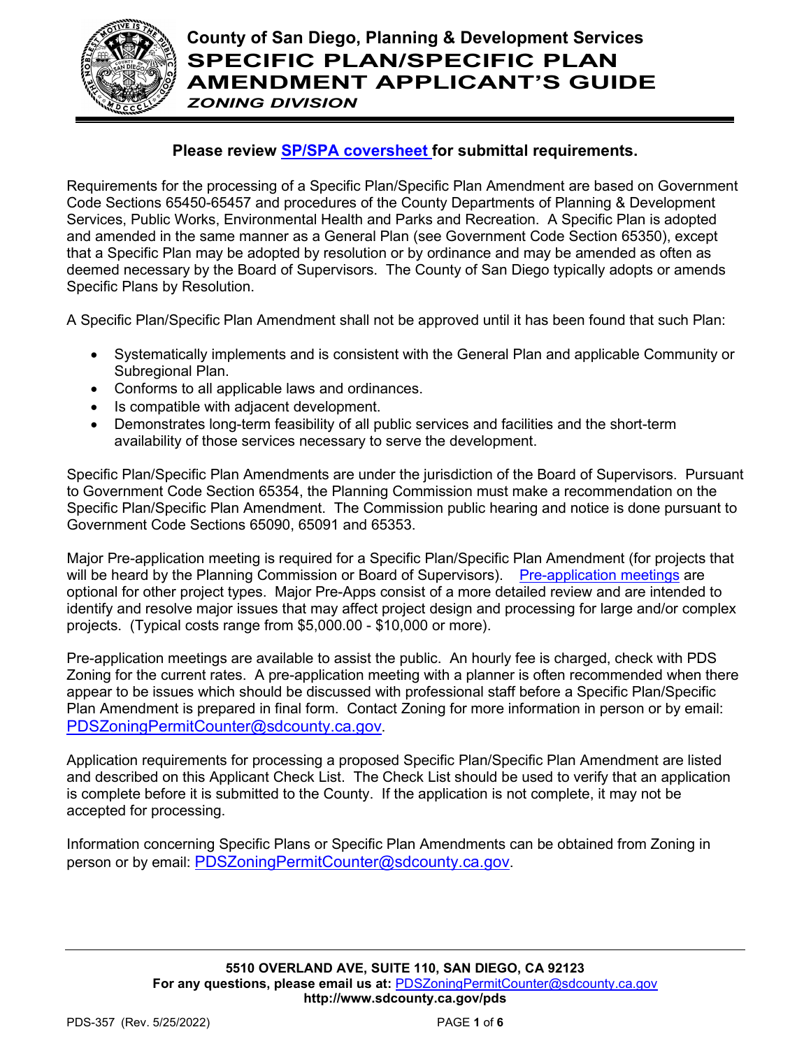# County of San Diego, Planning & Development Services

# SPECIFIC PLAN/SPECIFIC PLAN AMENDMENT APPLICANT'S GUIDE

***ZONING DIVISION***

**Please review [SP/SPA coversheet](#) for submittal requirements.**

Requirements for the processing of a Specific Plan/Specific Plan Amendment are based on Government Code Sections 65450-65457 and procedures of the County Departments of Planning & Development Services, Public Works, Environmental Health and Parks and Recreation. A Specific Plan is adopted and amended in the same manner as a General Plan (see Government Code Section 65350), except that a Specific Plan may be adopted by resolution or by ordinance and may be amended as often as deemed necessary by the Board of Supervisors. The County of San Diego typically adopts or amends Specific Plans by Resolution.

A Specific Plan/Specific Plan Amendment shall not be approved until it has been found that such Plan:

- Systematically implements and is consistent with the General Plan and applicable Community or Subregional Plan.
- Conforms to all applicable laws and ordinances.
- Is compatible with adjacent development.
- Demonstrates long-term feasibility of all public services and facilities and the short-term availability of those services necessary to serve the development.

Specific Plan/Specific Plan Amendments are under the jurisdiction of the Board of Supervisors. Pursuant to Government Code Section 65354, the Planning Commission must make a recommendation on the Specific Plan/Specific Plan Amendment. The Commission public hearing and notice is done pursuant to Government Code Sections 65090, 65091 and 65353.

Major Pre-application meeting is required for a Specific Plan/Specific Plan Amendment (for projects that will be heard by the Planning Commission or Board of Supervisors). [Pre-application meetings](#) are optional for other project types. Major Pre-Apps consist of a more detailed review and are intended to identify and resolve major issues that may affect project design and processing for large and/or complex projects. (Typical costs range from $5,000.00 - $10,000 or more).

Pre-application meetings are available to assist the public. An hourly fee is charged, check with PDS Zoning for the current rates. A pre-application meeting with a planner is often recommended when there appear to be issues which should be discussed with professional staff before a Specific Plan/Specific Plan Amendment is prepared in final form. Contact Zoning for more information in person or by email: PDSZoningPermitCounter@sdcounty.ca.gov.

Application requirements for processing a proposed Specific Plan/Specific Plan Amendment are listed and described on this Applicant Check List. The Check List should be used to verify that an application is complete before it is submitted to the County. If the application is not complete, it may not be accepted for processing.

Information concerning Specific Plans or Specific Plan Amendments can be obtained from Zoning in person or by email: PDSZoningPermitCounter@sdcounty.ca.gov.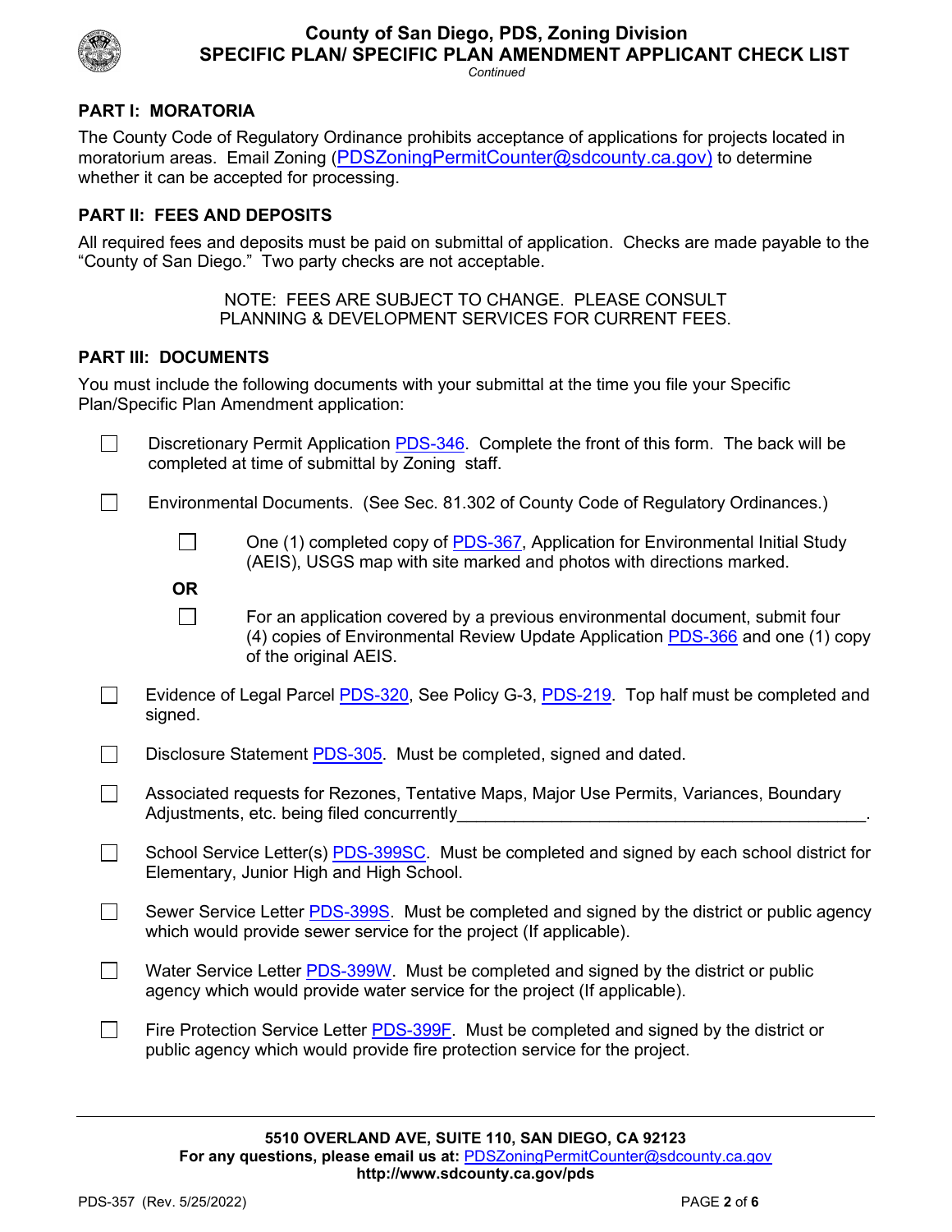# County of San Diego, PDS, Zoning Division
## SPECIFIC PLAN/ SPECIFIC PLAN AMENDMENT APPLICANT CHECK LIST

*Continued*

### PART I: MORATORIA

The County Code of Regulatory Ordinance prohibits acceptance of applications for projects located in moratorium areas. Email Zoning (PDSZoningPermitCounter@sdcounty.ca.gov) to determine whether it can be accepted for processing.

### PART II: FEES AND DEPOSITS

All required fees and deposits must be paid on submittal of application. Checks are made payable to the "County of San Diego." Two party checks are not acceptable.

NOTE: FEES ARE SUBJECT TO CHANGE. PLEASE CONSULT PLANNING & DEVELOPMENT SERVICES FOR CURRENT FEES.

### PART III: DOCUMENTS

You must include the following documents with your submittal at the time you file your Specific Plan/Specific Plan Amendment application:

- ☐ Discretionary Permit Application PDS-346. Complete the front of this form. The back will be completed at time of submittal by Zoning staff.
- ☐ Environmental Documents. (See Sec. 81.302 of County Code of Regulatory Ordinances.)
  - ☐ One (1) completed copy of PDS-367, Application for Environmental Initial Study (AEIS), USGS map with site marked and photos with directions marked.

  **OR**

  - ☐ For an application covered by a previous environmental document, submit four (4) copies of Environmental Review Update Application PDS-366 and one (1) copy of the original AEIS.
- ☐ Evidence of Legal Parcel PDS-320, See Policy G-3, PDS-219. Top half must be completed and signed.
- ☐ Disclosure Statement PDS-305. Must be completed, signed and dated.
- ☐ Associated requests for Rezones, Tentative Maps, Major Use Permits, Variances, Boundary Adjustments, etc. being filed concurrently____________________________________________.
- ☐ School Service Letter(s) PDS-399SC. Must be completed and signed by each school district for Elementary, Junior High and High School.
- ☐ Sewer Service Letter PDS-399S. Must be completed and signed by the district or public agency which would provide sewer service for the project (If applicable).
- ☐ Water Service Letter PDS-399W. Must be completed and signed by the district or public agency which would provide water service for the project (If applicable).
- ☐ Fire Protection Service Letter PDS-399F. Must be completed and signed by the district or public agency which would provide fire protection service for the project.

**5510 OVERLAND AVE, SUITE 110, SAN DIEGO, CA 92123**
**For any questions, please email us at:** PDSZoningPermitCounter@sdcounty.ca.gov
**http://www.sdcounty.ca.gov/pds**

PDS-357 (Rev. 5/25/2022)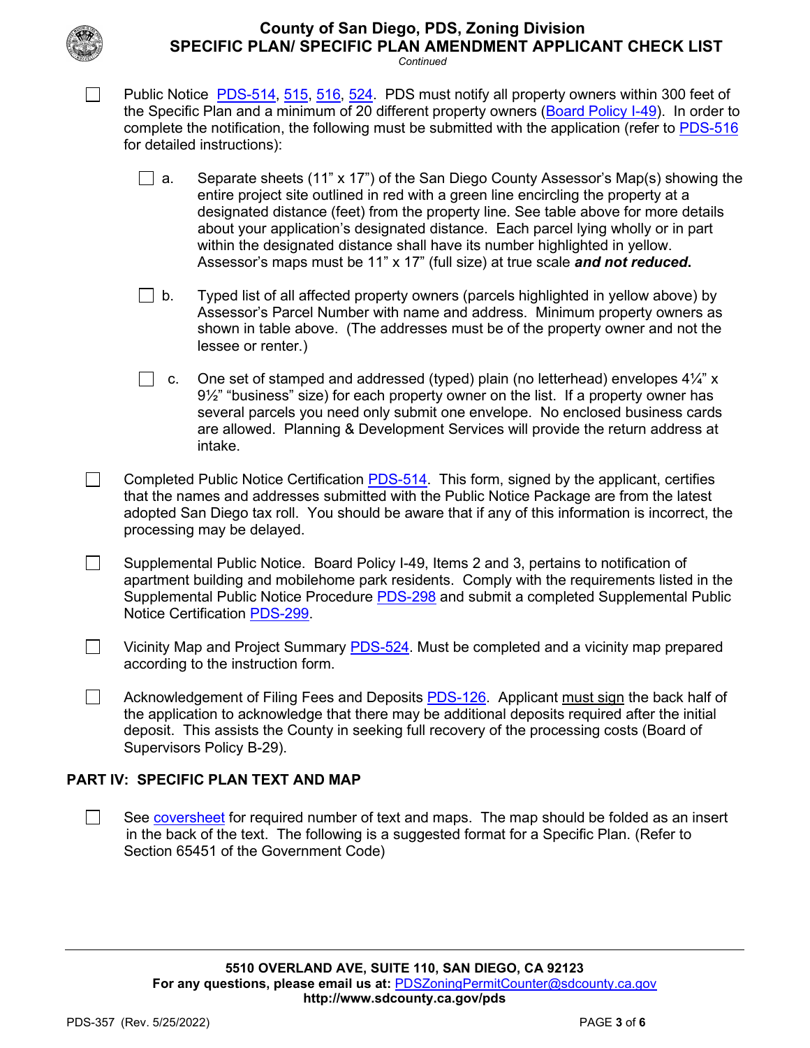- [ ] Public Notice PDS-514, 515, 516, 524. PDS must notify all property owners within 300 feet of the Specific Plan and a minimum of 20 different property owners (Board Policy I-49). In order to complete the notification, the following must be submitted with the application (refer to PDS-516 for detailed instructions):

    - [ ] a. Separate sheets (11" x 17") of the San Diego County Assessor's Map(s) showing the entire project site outlined in red with a green line encircling the property at a designated distance (feet) from the property line. See table above for more details about your application's designated distance. Each parcel lying wholly or in part within the designated distance shall have its number highlighted in yellow. Assessor's maps must be 11" x 17" (full size) at true scale ***and not reduced*****.**

    - [ ] b. Typed list of all affected property owners (parcels highlighted in yellow above) by Assessor's Parcel Number with name and address. Minimum property owners as shown in table above. (The addresses must be of the property owner and not the lessee or renter.)

    - [ ] c. One set of stamped and addressed (typed) plain (no letterhead) envelopes 4¼" x 9½" "business" size) for each property owner on the list. If a property owner has several parcels you need only submit one envelope. No enclosed business cards are allowed. Planning & Development Services will provide the return address at intake.

- [ ] Completed Public Notice Certification PDS-514. This form, signed by the applicant, certifies that the names and addresses submitted with the Public Notice Package are from the latest adopted San Diego tax roll. You should be aware that if any of this information is incorrect, the processing may be delayed.

- [ ] Supplemental Public Notice. Board Policy I-49, Items 2 and 3, pertains to notification of apartment building and mobilehome park residents. Comply with the requirements listed in the Supplemental Public Notice Procedure PDS-298 and submit a completed Supplemental Public Notice Certification PDS-299.

- [ ] Vicinity Map and Project Summary PDS-524. Must be completed and a vicinity map prepared according to the instruction form.

- [ ] Acknowledgement of Filing Fees and Deposits PDS-126. Applicant must sign the back half of the application to acknowledge that there may be additional deposits required after the initial deposit. This assists the County in seeking full recovery of the processing costs (Board of Supervisors Policy B-29).

## PART IV: SPECIFIC PLAN TEXT AND MAP

- [ ] See coversheet for required number of text and maps. The map should be folded as an insert in the back of the text. The following is a suggested format for a Specific Plan. (Refer to Section 65451 of the Government Code)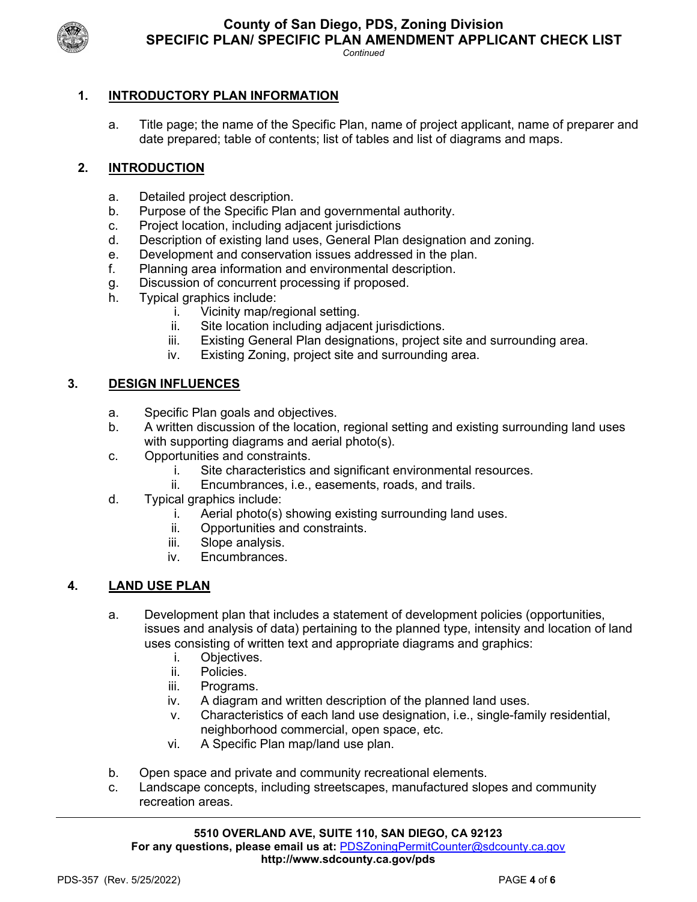## 1. INTRODUCTORY PLAN INFORMATION

a. Title page; the name of the Specific Plan, name of project applicant, name of preparer and date prepared; table of contents; list of tables and list of diagrams and maps.

## 2. INTRODUCTION

a. Detailed project description.
b. Purpose of the Specific Plan and governmental authority.
c. Project location, including adjacent jurisdictions
d. Description of existing land uses, General Plan designation and zoning.
e. Development and conservation issues addressed in the plan.
f. Planning area information and environmental description.
g. Discussion of concurrent processing if proposed.
h. Typical graphics include:
   i. Vicinity map/regional setting.
   ii. Site location including adjacent jurisdictions.
   iii. Existing General Plan designations, project site and surrounding area.
   iv. Existing Zoning, project site and surrounding area.

## 3. DESIGN INFLUENCES

a. Specific Plan goals and objectives.
b. A written discussion of the location, regional setting and existing surrounding land uses with supporting diagrams and aerial photo(s).
c. Opportunities and constraints.
   i. Site characteristics and significant environmental resources.
   ii. Encumbrances, i.e., easements, roads, and trails.
d. Typical graphics include:
   i. Aerial photo(s) showing existing surrounding land uses.
   ii. Opportunities and constraints.
   iii. Slope analysis.
   iv. Encumbrances.

## 4. LAND USE PLAN

a. Development plan that includes a statement of development policies (opportunities, issues and analysis of data) pertaining to the planned type, intensity and location of land uses consisting of written text and appropriate diagrams and graphics:
   i. Objectives.
   ii. Policies.
   iii. Programs.
   iv. A diagram and written description of the planned land uses.
   v. Characteristics of each land use designation, i.e., single-family residential, neighborhood commercial, open space, etc.
   vi. A Specific Plan map/land use plan.

b. Open space and private and community recreational elements.
c. Landscape concepts, including streetscapes, manufactured slopes and community recreation areas.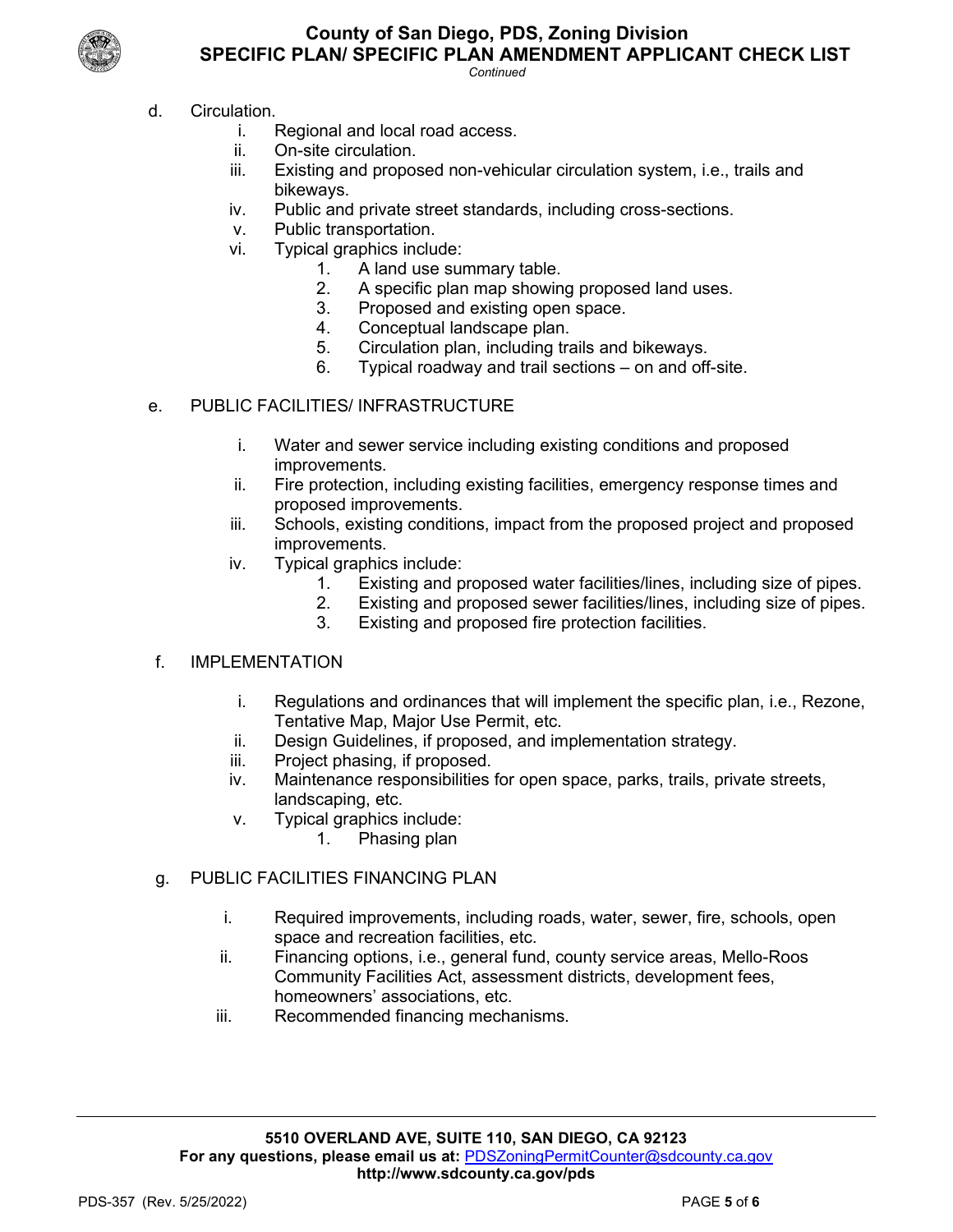d. Circulation.
   i. Regional and local road access.
   ii. On-site circulation.
   iii. Existing and proposed non-vehicular circulation system, i.e., trails and bikeways.
   iv. Public and private street standards, including cross-sections.
   v. Public transportation.
   vi. Typical graphics include:
      1. A land use summary table.
      2. A specific plan map showing proposed land uses.
      3. Proposed and existing open space.
      4. Conceptual landscape plan.
      5. Circulation plan, including trails and bikeways.
      6. Typical roadway and trail sections – on and off-site.

e. PUBLIC FACILITIES/ INFRASTRUCTURE
   i. Water and sewer service including existing conditions and proposed improvements.
   ii. Fire protection, including existing facilities, emergency response times and proposed improvements.
   iii. Schools, existing conditions, impact from the proposed project and proposed improvements.
   iv. Typical graphics include:
      1. Existing and proposed water facilities/lines, including size of pipes.
      2. Existing and proposed sewer facilities/lines, including size of pipes.
      3. Existing and proposed fire protection facilities.

f. IMPLEMENTATION
   i. Regulations and ordinances that will implement the specific plan, i.e., Rezone, Tentative Map, Major Use Permit, etc.
   ii. Design Guidelines, if proposed, and implementation strategy.
   iii. Project phasing, if proposed.
   iv. Maintenance responsibilities for open space, parks, trails, private streets, landscaping, etc.
   v. Typical graphics include:
      1. Phasing plan

g. PUBLIC FACILITIES FINANCING PLAN
   i. Required improvements, including roads, water, sewer, fire, schools, open space and recreation facilities, etc.
   ii. Financing options, i.e., general fund, county service areas, Mello-Roos Community Facilities Act, assessment districts, development fees, homeowners' associations, etc.
   iii. Recommended financing mechanisms.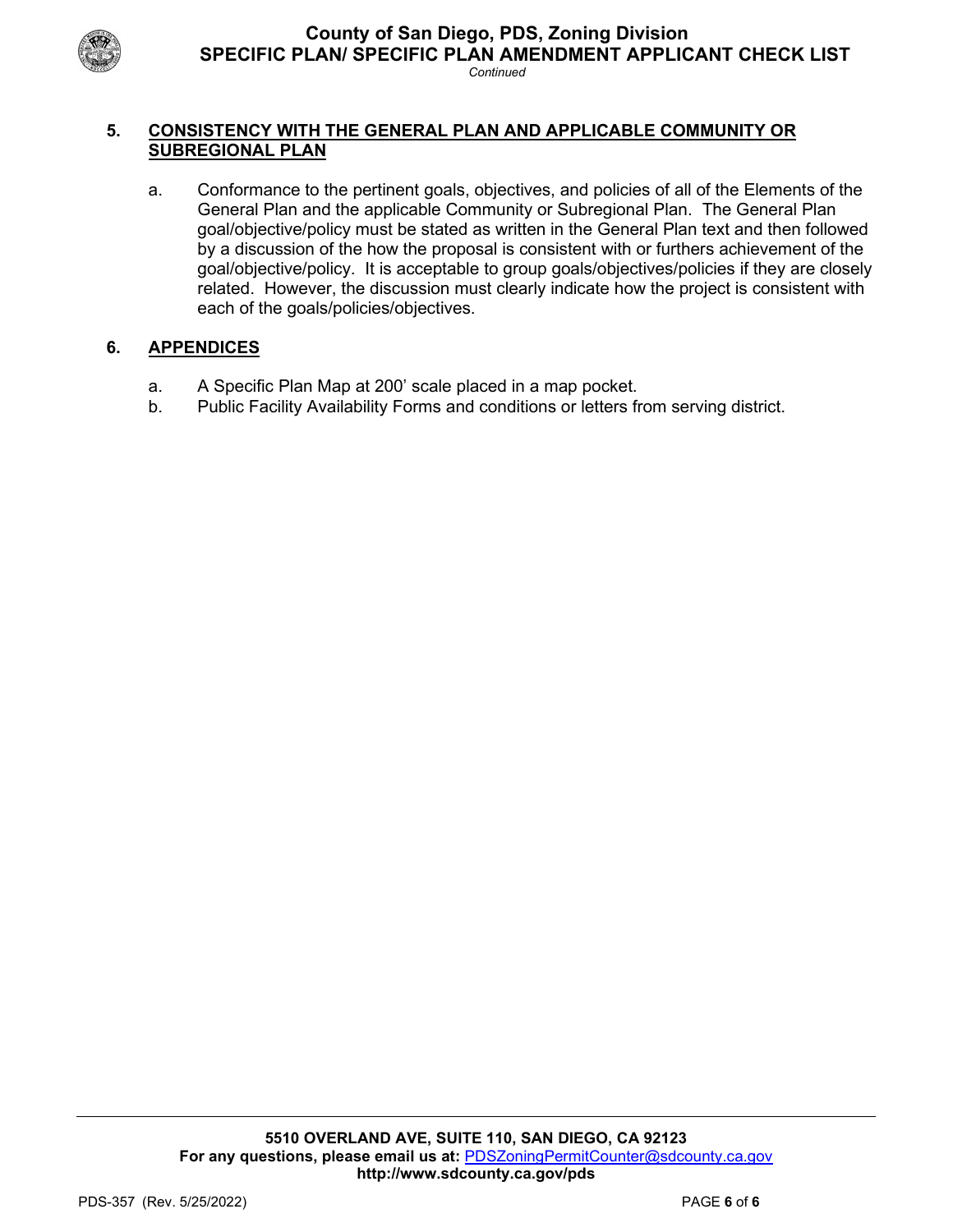## 5. CONSISTENCY WITH THE GENERAL PLAN AND APPLICABLE COMMUNITY OR SUBREGIONAL PLAN

a. Conformance to the pertinent goals, objectives, and policies of all of the Elements of the General Plan and the applicable Community or Subregional Plan. The General Plan goal/objective/policy must be stated as written in the General Plan text and then followed by a discussion of the how the proposal is consistent with or furthers achievement of the goal/objective/policy. It is acceptable to group goals/objectives/policies if they are closely related. However, the discussion must clearly indicate how the project is consistent with each of the goals/policies/objectives.

## 6. APPENDICES

a. A Specific Plan Map at 200' scale placed in a map pocket.
b. Public Facility Availability Forms and conditions or letters from serving district.